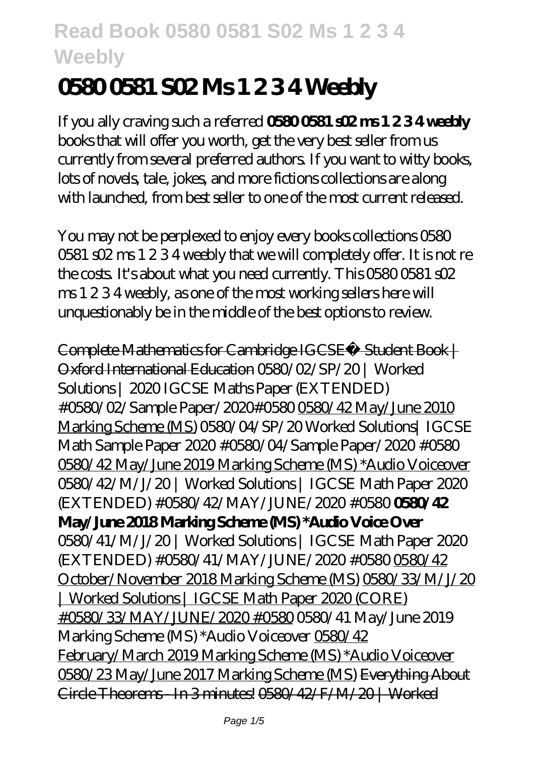# 0580 0581 S02 Ms 1 2 3 4 Weebly

If you ally craving such a referred **0580 0581 s02 ms 1 2 3 4 weebly** books that will offer you worth, get the very best seller from us currently from several preferred authors. If you want to witty books, lots of novels, tale, jokes, and more fictions collections are along with launched, from best seller to one of the most current released.

You may not be perplexed to enjoy every books collections 0580 0581 s02 ms 1 2 3 4 weebly that we will completely offer. It is not re the costs. It's about what you need currently. This 0580 0581 s02 ms 1 2 3 4 weebly, as one of the most working sellers here will unquestionably be in the middle of the best options to review.

Complete Mathematics for Cambridge IGCSE® Student Book | Oxford International Education 0580/02/SP/20 | Worked Solutions | 2020 IGCSE Maths Paper (EXTENDED) #0580/02/Sample Paper/2020#0580 0580/42 May/June 2010 Marking Scheme (MS) 0580/04/SP/20 Worked Solutions| IGCSE Math Sample Paper 2020 #0580/04/Sample Paper/2020 #0580 0580/42 May/June 2019 Marking Scheme (MS) *Audio Voiceover 0580/42/M/J/20 | Worked Solutions | IGCSE Math Paper 2020 (EXTENDED) #0580/42/MAY/JUNE/2020 #0580 **0580/42 May/June 2018 Marking Scheme (MS) *Audio Voice Over** 0580/41/M/J/20 | Worked Solutions | IGCSE Math Paper 2020 (EXTENDED) #0580/41/MAY/JUNE/2020 #0580 0580/42 October/November 2018 Marking Scheme (MS) 0580/33/M/J/20 | Worked Solutions | IGCSE Math Paper 2020 (CORE) #0580/33/MAY/JUNE/2020 #0580 0580/41 May/June 2019 Marking Scheme (MS) *Audio Voiceover 0580/42 February/March 2019 Marking Scheme (MS) *Audio Voiceover 0580/23 May/June 2017 Marking Scheme (MS) Everything About Circle Theorems - In 3 minutes! 0580/42/F/M/20 | Worked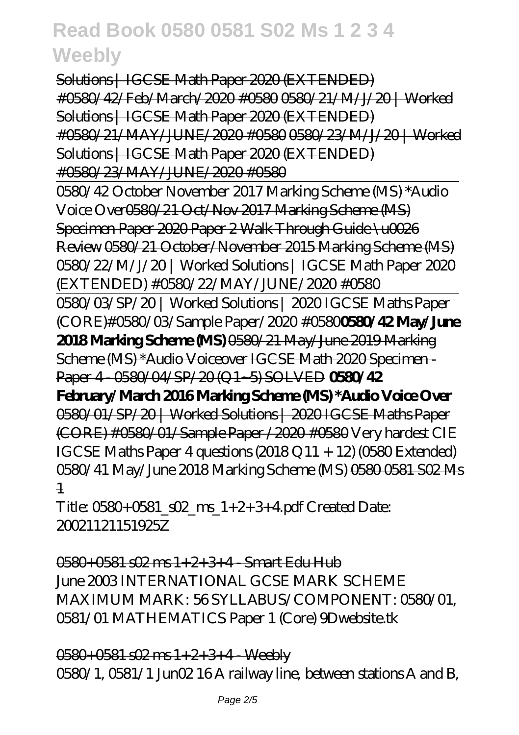Solutions | IGCSE Math Paper 2020 (EXTENDED) #0580/42/Feb/March/2020 #0580 0580/21/M/J/20 | Worked Solutions | IGCSE Math Paper 2020 (EXTENDED) #0580/21/MAY/JUNE/2020 #0580 0580/23/M/J/20 | Worked Solutions | IGCSE Math Paper 2020 (EXTENDED) #0580/23/MAY/JUNE/2020 #0580

0580/42 October November 2017 Marking Scheme (MS) *Audio Voice Over 0580/21 Oct/Nov 2017 Marking Scheme (MS) Specimen Paper 2020 Paper 2 Walk Through Guide \u0026 Review 0580/21 October/November 2015 Marking Scheme (MS) 0580/22/M/J/20 | Worked Solutions | IGCSE Math Paper 2020 (EXTENDED) #0580/22/MAY/JUNE/2020 #0580

0580/03/SP/20 | Worked Solutions | 2020 IGCSE Maths Paper (CORE)#0580/03/Sample Paper/2020 #0580 **0580/42 May/June 2018 Marking Scheme (MS)** 0580/21 May/June 2019 Marking Scheme (MS) *Audio Voiceover IGCSE Math 2020 Specimen - Paper 4 - 0580/04/SP/20 (Q1~5) SOLVED **0580/42 February/March 2016 Marking Scheme (MS) *Audio Voice Over** 0580/01/SP/20 | Worked Solutions | 2020 IGCSE Maths Paper (CORE) #0580/01/Sample Paper /2020 #0580 *Very hardest CIE IGCSE Maths Paper 4 questions (2018 Q11 + 12) (0580 Extended)* 0580/41 May/June 2018 Marking Scheme (MS) 0580 0581 S02 Ms 1

Title: 0580+0581_s02_ms_1+2+3+4.pdf Created Date: 20021121151925Z

0580+0581 s02 ms 1+2+3+4 - Smart Edu Hub

June 2003 INTERNATIONAL GCSE MARK SCHEME MAXIMUM MARK: 56 SYLLABUS/COMPONENT: 0580/01, 0581/01 MATHEMATICS Paper 1 (Core) 9Dwebsite.tk

0580+0581 s02 ms 1+2+3+4 - Weebly

0580/1, 0581/1 Jun02 16 A railway line, between stations A and B,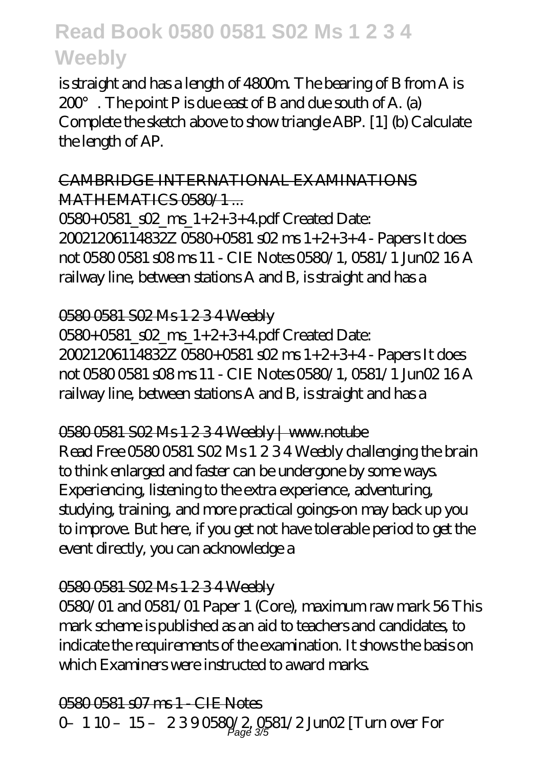is straight and has a length of 4800m. The bearing of B from A is 200°. The point P is due east of B and due south of A. (a) Complete the sketch above to show triangle ABP. [1] (b) Calculate the length of AP.

## CAMBRIDGE INTERNATIONAL EXAMINATIONS MATHEMATICS 0580/1 ...

0580+0581_s02_ms_1+2+3+4.pdf Created Date: 20021206114832Z 0580+0581 s02 ms 1+2+3+4 - Papers It does not 0580 0581 s08 ms 11 - CIE Notes 0580/1, 0581/1 Jun02 16 A railway line, between stations A and B, is straight and has a

## 0580 0581 S02 Ms 1 2 3 4 Weebly

0580+0581_s02_ms_1+2+3+4.pdf Created Date: 20021206114832Z 0580+0581 s02 ms 1+2+3+4 - Papers It does not 0580 0581 s08 ms 11 - CIE Notes 0580/1, 0581/1 Jun02 16 A railway line, between stations A and B, is straight and has a

## 0580 0581 S02 Ms 1 2 3 4 Weebly | www.notube

Read Free 0580 0581 S02 Ms 1 2 3 4 Weebly challenging the brain to think enlarged and faster can be undergone by some ways. Experiencing, listening to the extra experience, adventuring, studying, training, and more practical goings-on may back up you to improve. But here, if you get not have tolerable period to get the event directly, you can acknowledge a

## 0580 0581 S02 Ms 1 2 3 4 Weebly

0580/01 and 0581/01 Paper 1 (Core), maximum raw mark 56 This mark scheme is published as an aid to teachers and candidates, to indicate the requirements of the examination. It shows the basis on which Examiners were instructed to award marks.

## 0580 0581 s07 ms 1 - CIE Notes

0– 1 10 – 15 – 2 3 9 0580/2, 0581/2 Jun02 [Turn over For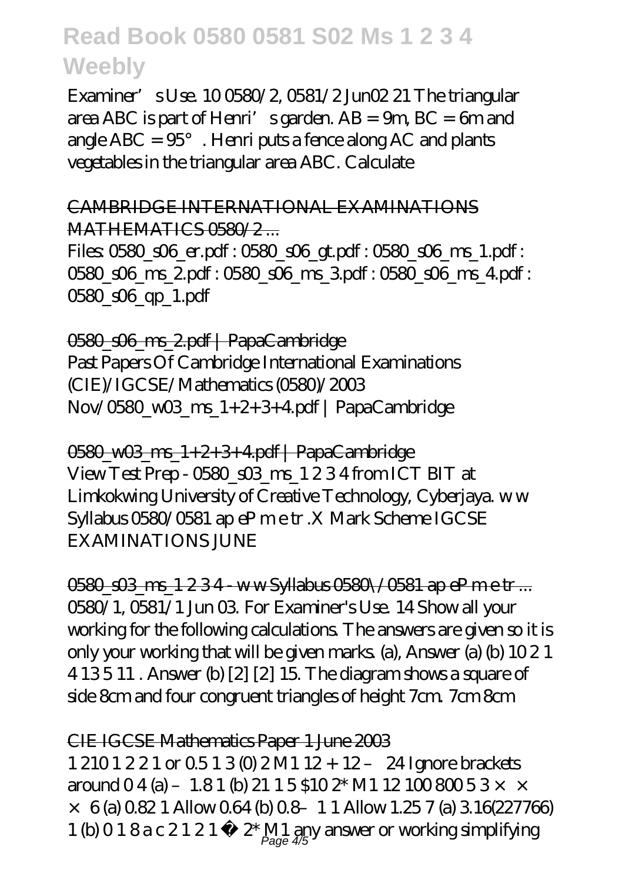Examiner' s Use. 10 0580/2, 0581/2 Jun02 21 The triangular area ABC is part of Henri' s garden. AB = 9m, BC = 6m and angle ABC = 95°. Henri puts a fence along AC and plants vegetables in the triangular area ABC. Calculate

## CAMBRIDGE INTERNATIONAL EXAMINATIONS MATHEMATICS 0580/2 ...

Files: 0580_s06_er.pdf : 0580_s06_gt.pdf : 0580_s06_ms_1.pdf : 0580_s06_ms_2.pdf : 0580_s06_ms_3.pdf : 0580_s06_ms_4.pdf : 0580_s06_qp_1.pdf

## 0580_s06_ms_2.pdf | PapaCambridge

Past Papers Of Cambridge International Examinations (CIE)/IGCSE/Mathematics (0580)/2003 Nov/0580_w03_ms_1+2+3+4.pdf | PapaCambridge

## 0580_w03_ms_1+2+3+4.pdf | PapaCambridge

View Test Prep - 0580_s03_ms_1 2 3 4 from ICT BIT at Limkokwing University of Creative Technology, Cyberjaya. w w Syllabus 0580/0581 ap eP m e tr .X Mark Scheme IGCSE EXAMINATIONS JUNE

## 0580_s03_ms_1 2 3 4 - w w Syllabus 0580\/0581 ap eP m e tr ...

0580/1, 0581/1 Jun 03. For Examiner's Use. 14 Show all your working for the following calculations. The answers are given so it is only your working that will be given marks. (a), Answer (a) (b) 10 2 1 4 13 5 11 . Answer (b) [2] [2] 15. The diagram shows a square of side 8cm and four congruent triangles of height 7cm. 7cm 8cm

## CIE IGCSE Mathematics Paper 1 June 2003

1 210 1 2 2 1 or 0.5 1 3 (0) 2 M1 12 + 12 – 24 Ignore brackets around 0 4 (a) – 1.8 1 (b) 21 1 5 $10 2* M1 12 100 800 5 3 × × × 6 (a) 0.82 1 Allow 0.64 (b) 0.8– 1 1 Allow 1.25 7 (a) 3.16(227766) 1 (b) 0 1 8 a c 2 1 2 1 − 2* M1 any answer or working simplifying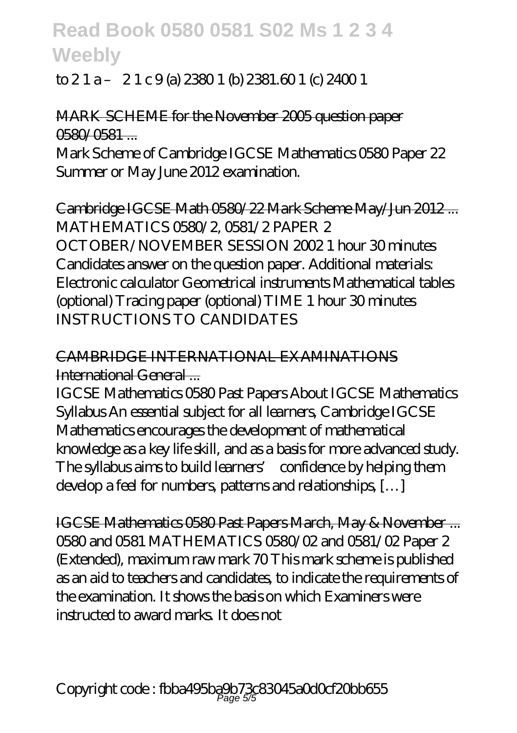to 2 1 a – 2 1 c 9 (a) 2380 1 (b) 2381.60 1 (c) 2400 1

MARK SCHEME for the November 2005 question paper 0580/0581 ...

Mark Scheme of Cambridge IGCSE Mathematics 0580 Paper 22 Summer or May June 2012 examination.

Cambridge IGCSE Math 0580/22 Mark Scheme May/Jun 2012 ...

MATHEMATICS 0580/2, 0581/2 PAPER 2 OCTOBER/NOVEMBER SESSION 2002 1 hour 30 minutes Candidates answer on the question paper. Additional materials: Electronic calculator Geometrical instruments Mathematical tables (optional) Tracing paper (optional) TIME 1 hour 30 minutes INSTRUCTIONS TO CANDIDATES

CAMBRIDGE INTERNATIONAL EXAMINATIONS International General ...

IGCSE Mathematics 0580 Past Papers About IGCSE Mathematics Syllabus An essential subject for all learners, Cambridge IGCSE Mathematics encourages the development of mathematical knowledge as a key life skill, and as a basis for more advanced study. The syllabus aims to build learners' confidence by helping them develop a feel for numbers, patterns and relationships, […]

IGCSE Mathematics 0580 Past Papers March, May & November ...

0580 and 0581 MATHEMATICS 0580/02 and 0581/02 Paper 2 (Extended), maximum raw mark 70 This mark scheme is published as an aid to teachers and candidates, to indicate the requirements of the examination. It shows the basis on which Examiners were instructed to award marks. It does not

Copyright code : fbba495ba9b73c83045a0d0cf20bb655